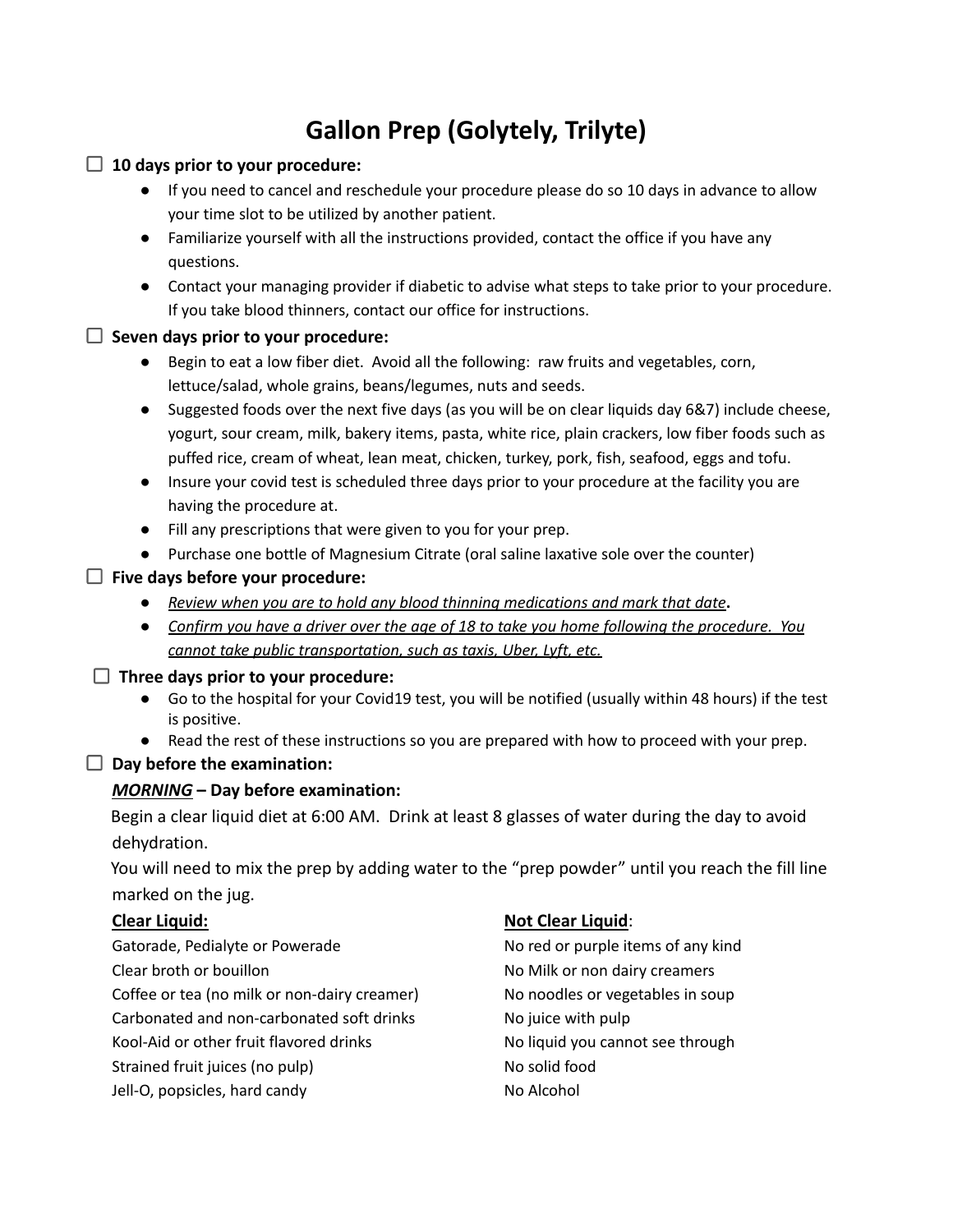# Gallon Prep (Golytely, Trilyte)

☐ **10 days prior to your procedure:**

- If you need to cancel and reschedule your procedure please do so 10 days in advance to allow your time slot to be utilized by another patient.
- Familiarize yourself with all the instructions provided, contact the office if you have any questions.
- Contact your managing provider if diabetic to advise what steps to take prior to your procedure. If you take blood thinners, contact our office for instructions.

☐ **Seven days prior to your procedure:**

- Begin to eat a low fiber diet. Avoid all the following: raw fruits and vegetables, corn, lettuce/salad, whole grains, beans/legumes, nuts and seeds.
- Suggested foods over the next five days (as you will be on clear liquids day 6&7) include cheese, yogurt, sour cream, milk, bakery items, pasta, white rice, plain crackers, low fiber foods such as puffed rice, cream of wheat, lean meat, chicken, turkey, pork, fish, seafood, eggs and tofu.
- Insure your covid test is scheduled three days prior to your procedure at the facility you are having the procedure at.
- Fill any prescriptions that were given to you for your prep.
- Purchase one bottle of Magnesium Citrate (oral saline laxative sole over the counter)

☐ **Five days before your procedure:**

- <u>*Review when you are to hold any blood thinning medications and mark that date*</u>**.**
- <u>*Confirm you have a driver over the age of 18 to take you home following the procedure. You cannot take public transportation, such as taxis, Uber, Lyft, etc.*</u>

☐ **Three days prior to your procedure:**

- Go to the hospital for your Covid19 test, you will be notified (usually within 48 hours) if the test is positive.
- Read the rest of these instructions so you are prepared with how to proceed with your prep.

☐ **Day before the examination:**

***<u>MORNING</u>* – Day before examination:**

Begin a clear liquid diet at 6:00 AM. Drink at least 8 glasses of water during the day to avoid dehydration.

You will need to mix the prep by adding water to the "prep powder" until you reach the fill line marked on the jug.

| **<u>Clear Liquid:</u>** | **<u>Not Clear Liquid</u>**: |
|---|---|
| Gatorade, Pedialyte or Powerade | No red or purple items of any kind |
| Clear broth or bouillon | No Milk or non dairy creamers |
| Coffee or tea (no milk or non-dairy creamer) | No noodles or vegetables in soup |
| Carbonated and non-carbonated soft drinks | No juice with pulp |
| Kool-Aid or other fruit flavored drinks | No liquid you cannot see through |
| Strained fruit juices (no pulp) | No solid food |
| Jell-O, popsicles, hard candy | No Alcohol |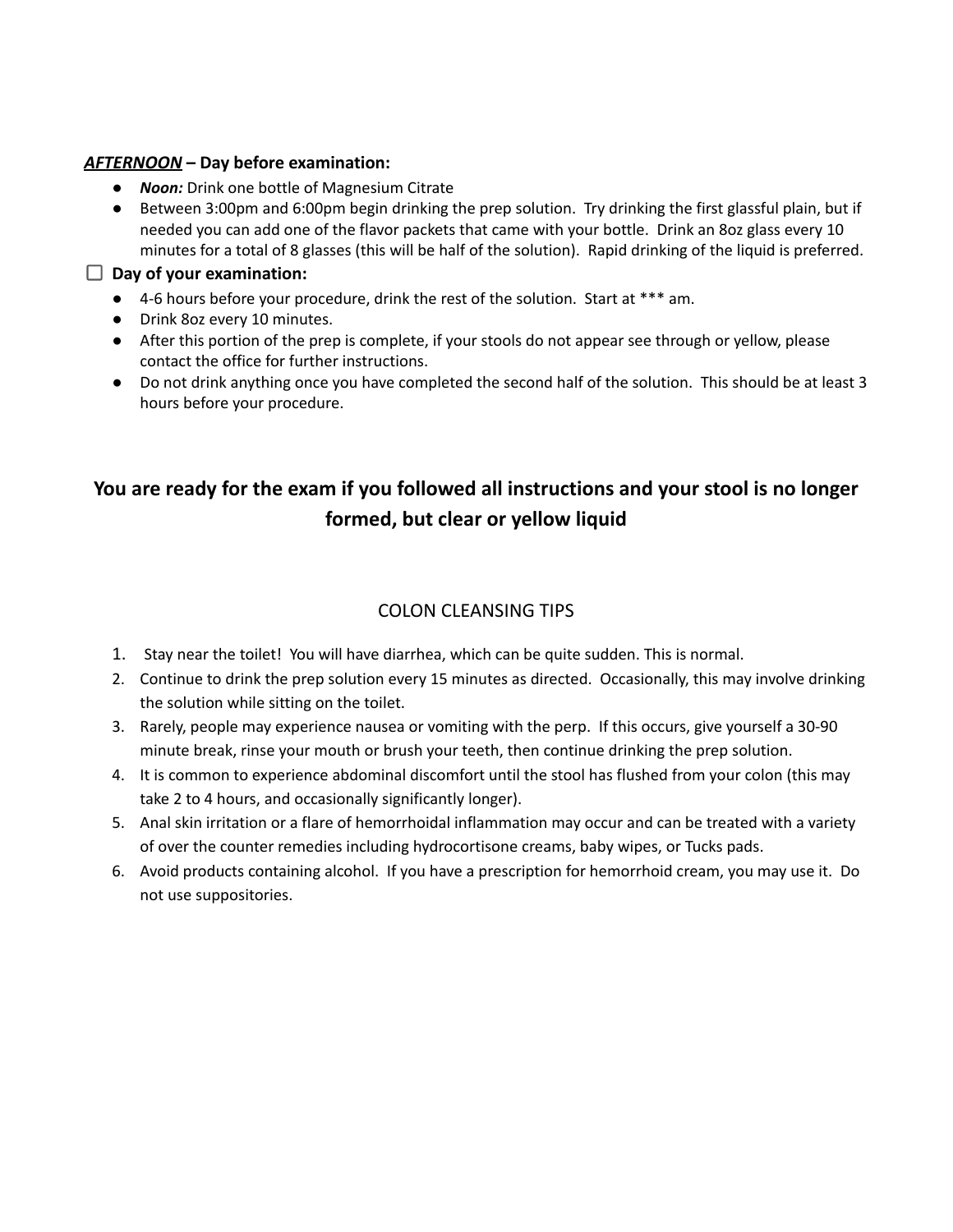***AFTERNOON*** **– Day before examination:**

- ***Noon:*** Drink one bottle of Magnesium Citrate
- Between 3:00pm and 6:00pm begin drinking the prep solution. Try drinking the first glassful plain, but if needed you can add one of the flavor packets that came with your bottle. Drink an 8oz glass every 10 minutes for a total of 8 glasses (this will be half of the solution). Rapid drinking of the liquid is preferred.

☐ **Day of your examination:**

- 4-6 hours before your procedure, drink the rest of the solution. Start at *** am.
- Drink 8oz every 10 minutes.
- After this portion of the prep is complete, if your stools do not appear see through or yellow, please contact the office for further instructions.
- Do not drink anything once you have completed the second half of the solution. This should be at least 3 hours before your procedure.

## You are ready for the exam if you followed all instructions and your stool is no longer formed, but clear or yellow liquid

## COLON CLEANSING TIPS

1. Stay near the toilet! You will have diarrhea, which can be quite sudden. This is normal.
2. Continue to drink the prep solution every 15 minutes as directed. Occasionally, this may involve drinking the solution while sitting on the toilet.
3. Rarely, people may experience nausea or vomiting with the perp. If this occurs, give yourself a 30-90 minute break, rinse your mouth or brush your teeth, then continue drinking the prep solution.
4. It is common to experience abdominal discomfort until the stool has flushed from your colon (this may take 2 to 4 hours, and occasionally significantly longer).
5. Anal skin irritation or a flare of hemorrhoidal inflammation may occur and can be treated with a variety of over the counter remedies including hydrocortisone creams, baby wipes, or Tucks pads.
6. Avoid products containing alcohol. If you have a prescription for hemorrhoid cream, you may use it. Do not use suppositories.